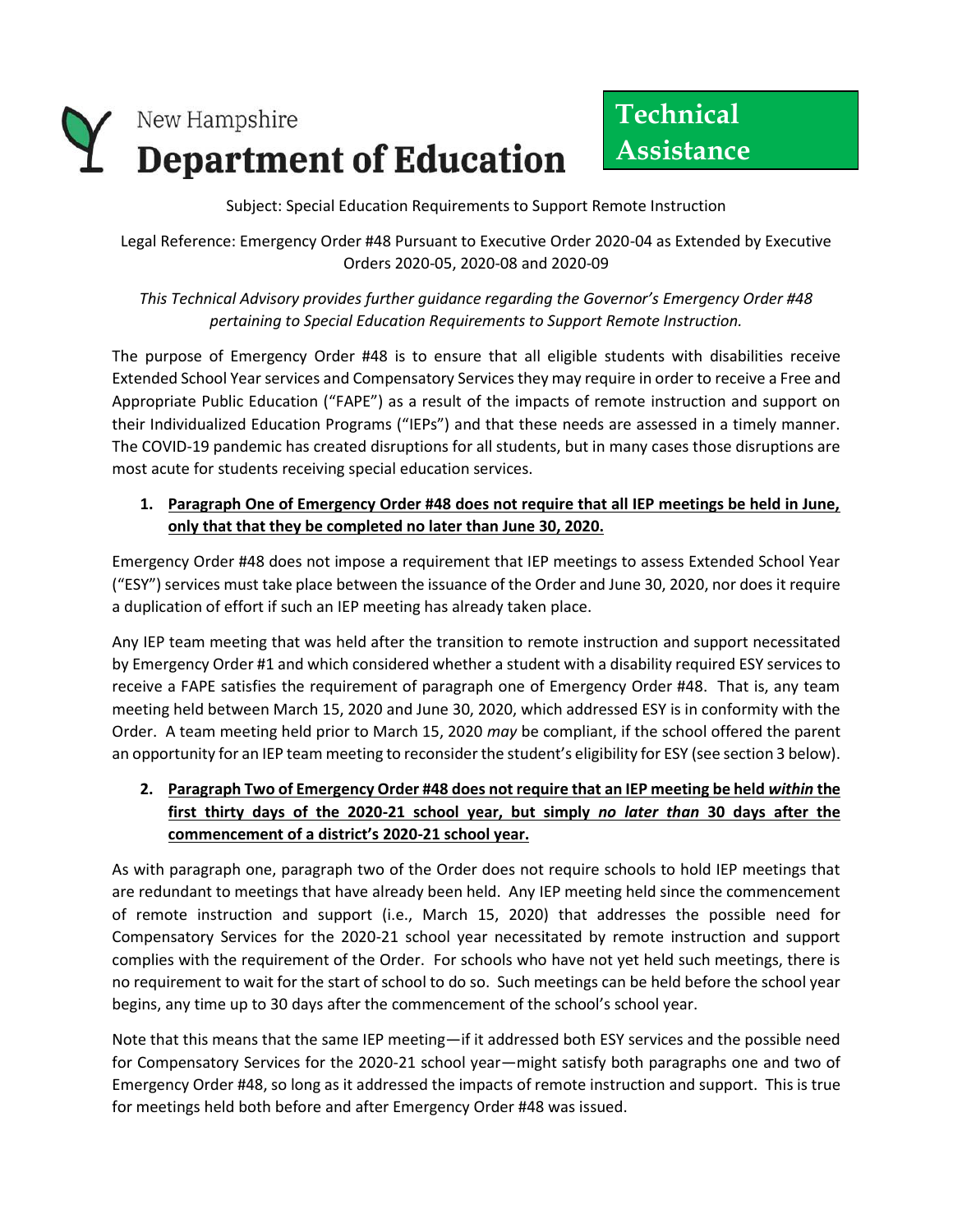# New Hampshire Department of Education

**Technical Assistance**

Subject: Special Education Requirements to Support Remote Instruction

Legal Reference: Emergency Order #48 Pursuant to Executive Order 2020-04 as Extended by Executive Orders 2020-05, 2020-08 and 2020-09

*This Technical Advisory provides further guidance regarding the Governor's Emergency Order #48 pertaining to Special Education Requirements to Support Remote Instruction.*

The purpose of Emergency Order #48 is to ensure that all eligible students with disabilities receive Extended School Year services and Compensatory Services they may require in order to receive a Free and Appropriate Public Education ("FAPE") as a result of the impacts of remote instruction and support on their Individualized Education Programs ("IEPs") and that these needs are assessed in a timely manner. The COVID-19 pandemic has created disruptions for all students, but in many cases those disruptions are most acute for students receiving special education services.

1. **Paragraph One of Emergency Order #48 does not require that all IEP meetings be held in June, only that that they be completed no later than June 30, 2020.**

Emergency Order #48 does not impose a requirement that IEP meetings to assess Extended School Year ("ESY") services must take place between the issuance of the Order and June 30, 2020, nor does it require a duplication of effort if such an IEP meeting has already taken place.

Any IEP team meeting that was held after the transition to remote instruction and support necessitated by Emergency Order #1 and which considered whether a student with a disability required ESY services to receive a FAPE satisfies the requirement of paragraph one of Emergency Order #48. That is, any team meeting held between March 15, 2020 and June 30, 2020, which addressed ESY is in conformity with the Order. A team meeting held prior to March 15, 2020 *may* be compliant, if the school offered the parent an opportunity for an IEP team meeting to reconsider the student's eligibility for ESY (see section 3 below).

2. **Paragraph Two of Emergency Order #48 does not require that an IEP meeting be held *within* the first thirty days of the 2020-21 school year, but simply *no later than* 30 days after the commencement of a district's 2020-21 school year.**

As with paragraph one, paragraph two of the Order does not require schools to hold IEP meetings that are redundant to meetings that have already been held. Any IEP meeting held since the commencement of remote instruction and support (i.e., March 15, 2020) that addresses the possible need for Compensatory Services for the 2020-21 school year necessitated by remote instruction and support complies with the requirement of the Order. For schools who have not yet held such meetings, there is no requirement to wait for the start of school to do so. Such meetings can be held before the school year begins, any time up to 30 days after the commencement of the school's school year.

Note that this means that the same IEP meeting—if it addressed both ESY services and the possible need for Compensatory Services for the 2020-21 school year—might satisfy both paragraphs one and two of Emergency Order #48, so long as it addressed the impacts of remote instruction and support. This is true for meetings held both before and after Emergency Order #48 was issued.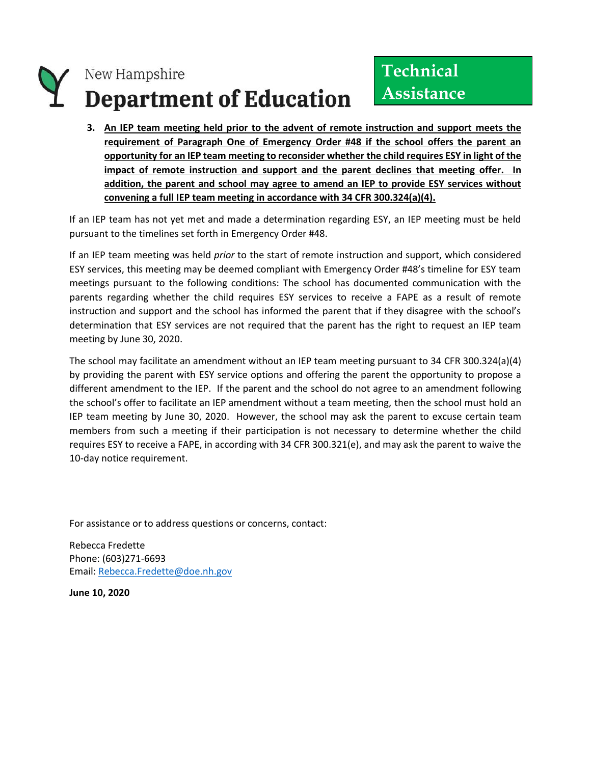**3. An IEP team meeting held prior to the advent of remote instruction and support meets the requirement of Paragraph One of Emergency Order #48 if the school offers the parent an opportunity for an IEP team meeting to reconsider whether the child requires ESY in light of the impact of remote instruction and support and the parent declines that meeting offer. In addition, the parent and school may agree to amend an IEP to provide ESY services without convening a full IEP team meeting in accordance with 34 CFR 300.324(a)(4).**

If an IEP team has not yet met and made a determination regarding ESY, an IEP meeting must be held pursuant to the timelines set forth in Emergency Order #48.

If an IEP team meeting was held *prior* to the start of remote instruction and support, which considered ESY services, this meeting may be deemed compliant with Emergency Order #48's timeline for ESY team meetings pursuant to the following conditions: The school has documented communication with the parents regarding whether the child requires ESY services to receive a FAPE as a result of remote instruction and support and the school has informed the parent that if they disagree with the school's determination that ESY services are not required that the parent has the right to request an IEP team meeting by June 30, 2020.

The school may facilitate an amendment without an IEP team meeting pursuant to 34 CFR 300.324(a)(4) by providing the parent with ESY service options and offering the parent the opportunity to propose a different amendment to the IEP. If the parent and the school do not agree to an amendment following the school's offer to facilitate an IEP amendment without a team meeting, then the school must hold an IEP team meeting by June 30, 2020. However, the school may ask the parent to excuse certain team members from such a meeting if their participation is not necessary to determine whether the child requires ESY to receive a FAPE, in according with 34 CFR 300.321(e), and may ask the parent to waive the 10-day notice requirement.

For assistance or to address questions or concerns, contact:

Rebecca Fredette
Phone: (603)271-6693
Email: Rebecca.Fredette@doe.nh.gov

**June 10, 2020**